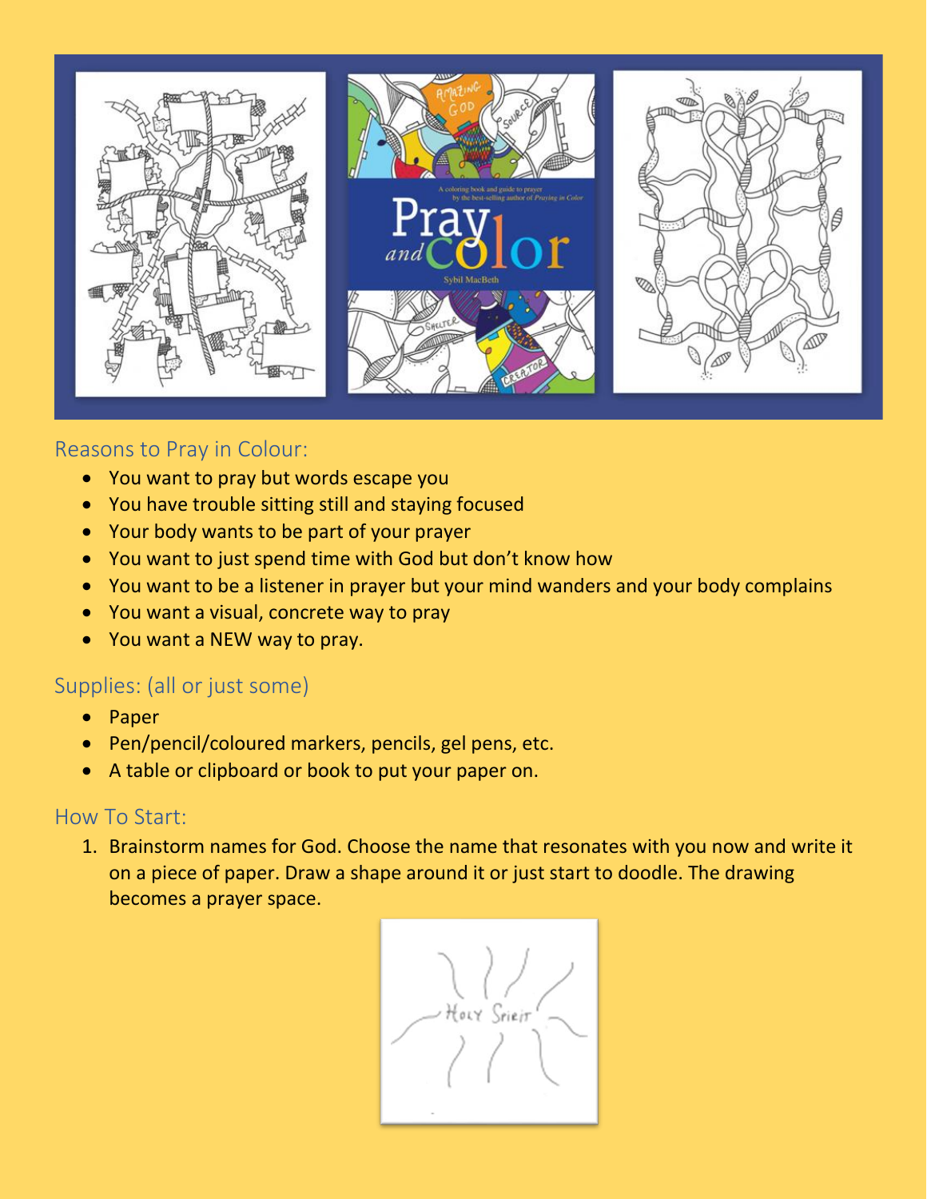## Reasons to Pray in Colour:

- You want to pray but words escape you
- You have trouble sitting still and staying focused
- Your body wants to be part of your prayer
- You want to just spend time with God but don't know how
- You want to be a listener in prayer but your mind wanders and your body complains
- You want a visual, concrete way to pray
- You want a NEW way to pray.

## Supplies: (all or just some)

- Paper
- Pen/pencil/coloured markers, pencils, gel pens, etc.
- A table or clipboard or book to put your paper on.

## How To Start:

1. Brainstorm names for God. Choose the name that resonates with you now and write it on a piece of paper. Draw a shape around it or just start to doodle. The drawing becomes a prayer space.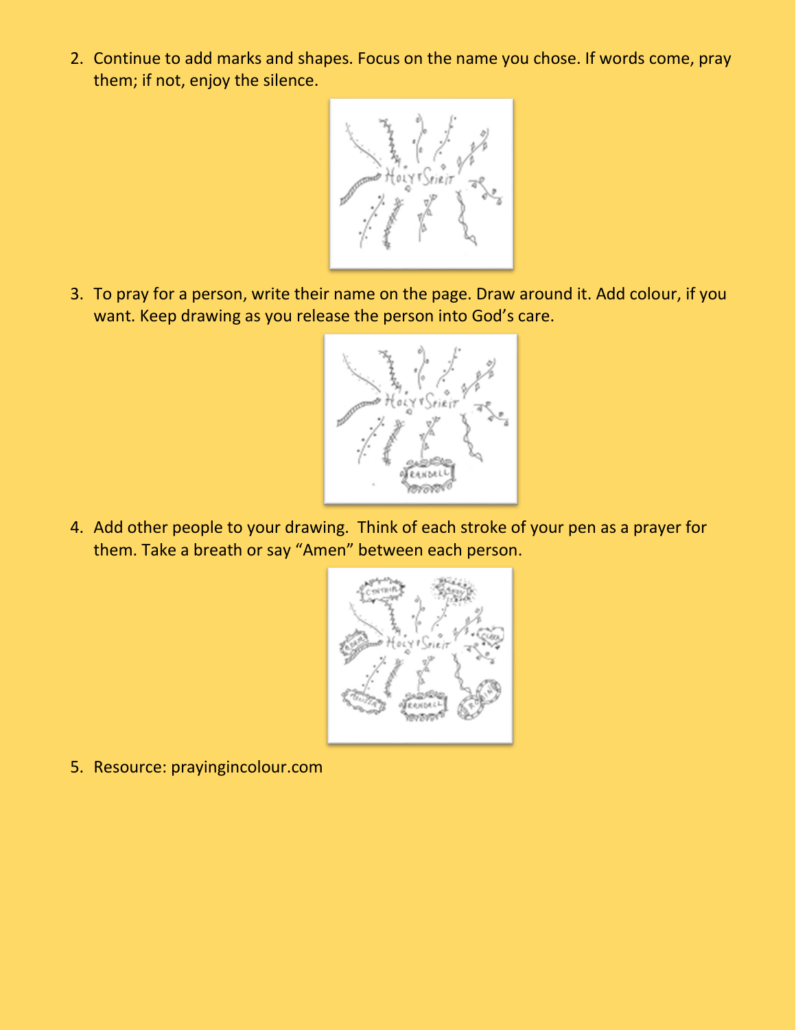2. Continue to add marks and shapes. Focus on the name you chose. If words come, pray them; if not, enjoy the silence.

3. To pray for a person, write their name on the page. Draw around it. Add colour, if you want. Keep drawing as you release the person into God's care.

4. Add other people to your drawing. Think of each stroke of your pen as a prayer for them. Take a breath or say "Amen" between each person.

5. Resource: prayingincolour.com